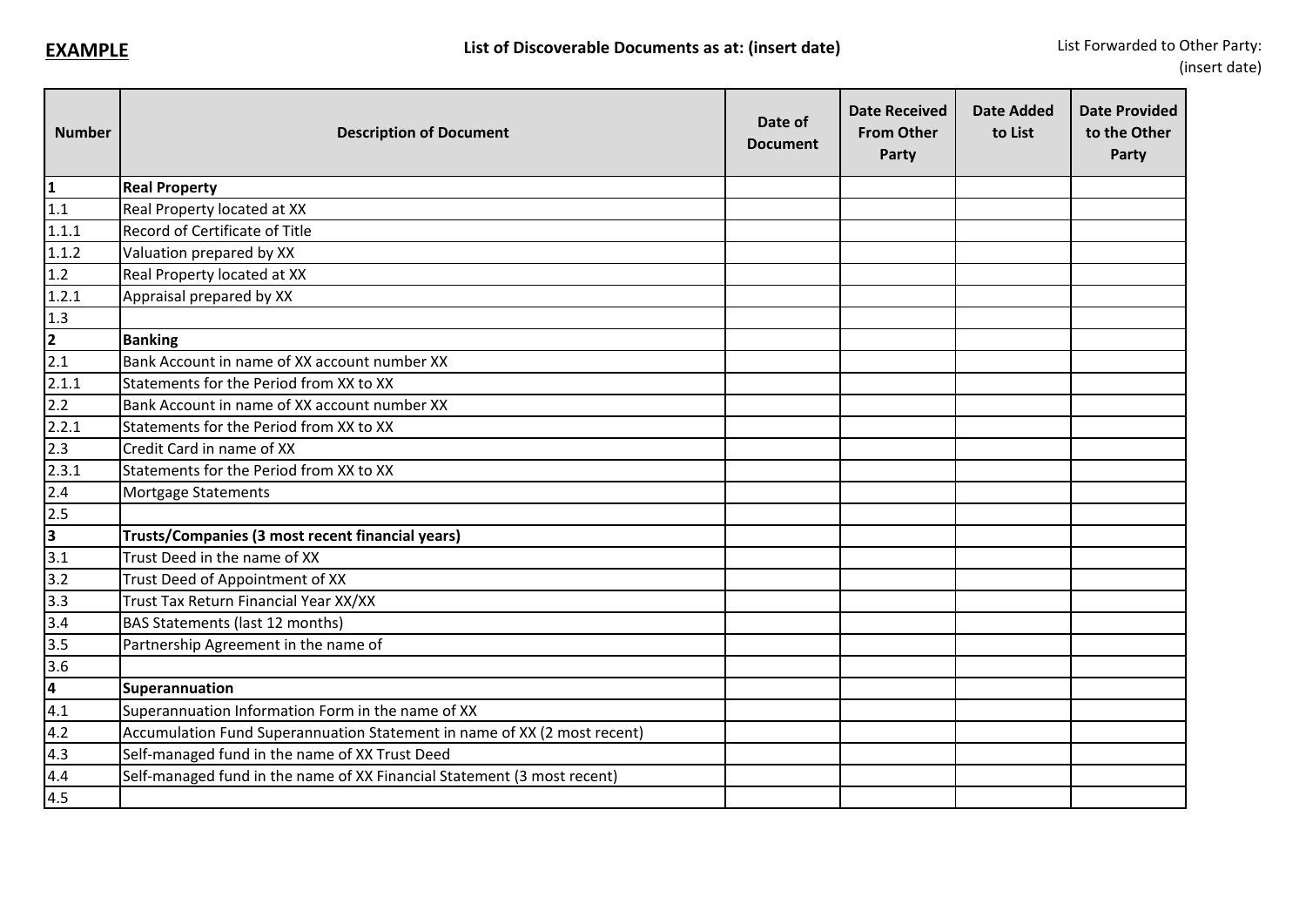**EXAMPLE**

**List of Discoverable Documents as at: (insert date)**

List Forwarded to Other Party: (insert date)

| Number | Description of Document | Date of Document | Date Received From Other Party | Date Added to List | Date Provided to the Other Party |
|---|---|---|---|---|---|
| **1** | **Real Property** | | | | |
| 1.1 | Real Property located at XX | | | | |
| 1.1.1 | Record of Certificate of Title | | | | |
| 1.1.2 | Valuation prepared by XX | | | | |
| 1.2 | Real Property located at XX | | | | |
| 1.2.1 | Appraisal prepared by XX | | | | |
| 1.3 | | | | | |
| **2** | **Banking** | | | | |
| 2.1 | Bank Account in name of XX account number XX | | | | |
| 2.1.1 | Statements for the Period from XX to XX | | | | |
| 2.2 | Bank Account in name of XX account number XX | | | | |
| 2.2.1 | Statements for the Period from XX to XX | | | | |
| 2.3 | Credit Card in name of XX | | | | |
| 2.3.1 | Statements for the Period from XX to XX | | | | |
| 2.4 | Mortgage Statements | | | | |
| 2.5 | | | | | |
| **3** | **Trusts/Companies (3 most recent financial years)** | | | | |
| 3.1 | Trust Deed in the name of XX | | | | |
| 3.2 | Trust Deed of Appointment of XX | | | | |
| 3.3 | Trust Tax Return Financial Year XX/XX | | | | |
| 3.4 | BAS Statements (last 12 months) | | | | |
| 3.5 | Partnership Agreement in the name of | | | | |
| 3.6 | | | | | |
| **4** | **Superannuation** | | | | |
| 4.1 | Superannuation Information Form in the name of XX | | | | |
| 4.2 | Accumulation Fund Superannuation Statement in name of XX (2 most recent) | | | | |
| 4.3 | Self-managed fund in the name of XX Trust Deed | | | | |
| 4.4 | Self-managed fund in the name of XX Financial Statement (3 most recent) | | | | |
| 4.5 | | | | | |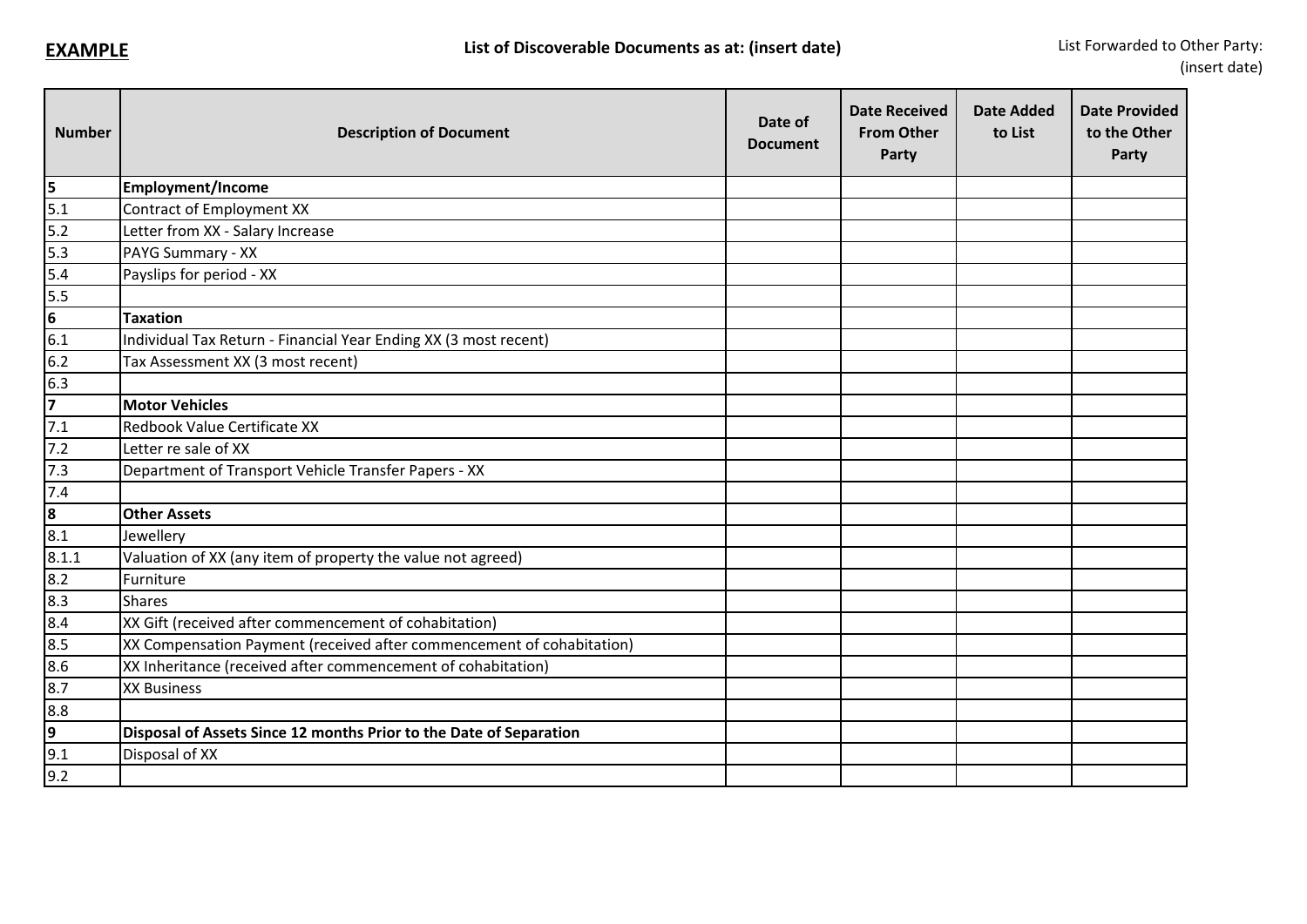**EXAMPLE**

**List of Discoverable Documents as at: (insert date)**

List Forwarded to Other Party: (insert date)

| Number | Description of Document | Date of Document | Date Received From Other Party | Date Added to List | Date Provided to the Other Party |
|---|---|---|---|---|---|
| **5** | **Employment/Income** | | | | |
| 5.1 | Contract of Employment XX | | | | |
| 5.2 | Letter from XX - Salary Increase | | | | |
| 5.3 | PAYG Summary - XX | | | | |
| 5.4 | Payslips for period - XX | | | | |
| 5.5 | | | | | |
| **6** | **Taxation** | | | | |
| 6.1 | Individual Tax Return - Financial Year Ending XX (3 most recent) | | | | |
| 6.2 | Tax Assessment XX (3 most recent) | | | | |
| 6.3 | | | | | |
| **7** | **Motor Vehicles** | | | | |
| 7.1 | Redbook Value Certificate XX | | | | |
| 7.2 | Letter re sale of XX | | | | |
| 7.3 | Department of Transport Vehicle Transfer Papers - XX | | | | |
| 7.4 | | | | | |
| **8** | **Other Assets** | | | | |
| 8.1 | Jewellery | | | | |
| 8.1.1 | Valuation of XX (any item of property the value not agreed) | | | | |
| 8.2 | Furniture | | | | |
| 8.3 | Shares | | | | |
| 8.4 | XX Gift (received after commencement of cohabitation) | | | | |
| 8.5 | XX Compensation Payment (received after commencement of cohabitation) | | | | |
| 8.6 | XX Inheritance (received after commencement of cohabitation) | | | | |
| 8.7 | XX Business | | | | |
| 8.8 | | | | | |
| **9** | **Disposal of Assets Since 12 months Prior to the Date of Separation** | | | | |
| 9.1 | Disposal of XX | | | | |
| 9.2 | | | | | |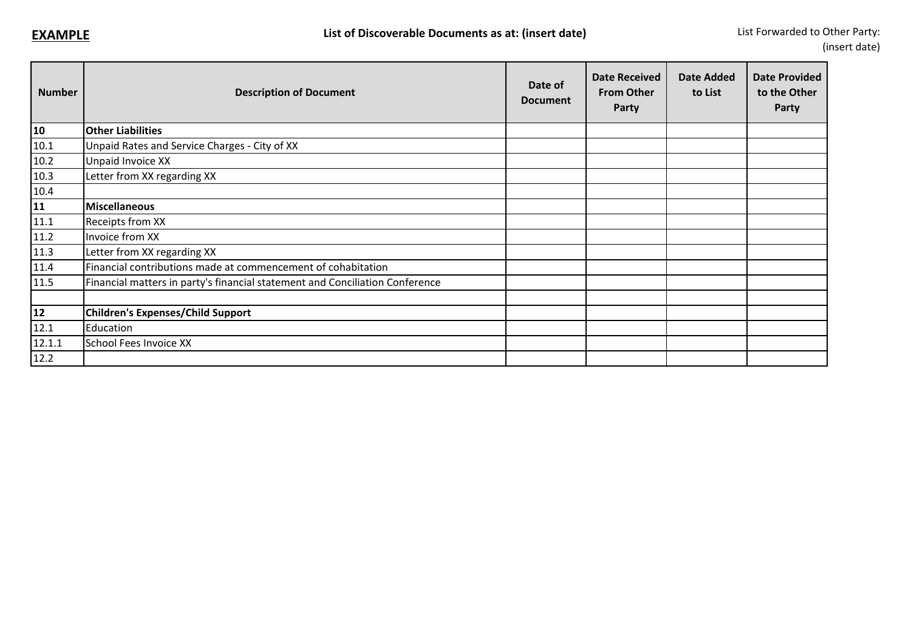**EXAMPLE**

**List of Discoverable Documents as at: (insert date)**

List Forwarded to Other Party: (insert date)

| Number | Description of Document | Date of Document | Date Received From Other Party | Date Added to List | Date Provided to the Other Party |
|---|---|---|---|---|---|
| **10** | **Other Liabilities** | | | | |
| 10.1 | Unpaid Rates and Service Charges - City of XX | | | | |
| 10.2 | Unpaid Invoice XX | | | | |
| 10.3 | Letter from XX regarding XX | | | | |
| 10.4 | | | | | |
| **11** | **Miscellaneous** | | | | |
| 11.1 | Receipts from XX | | | | |
| 11.2 | Invoice from XX | | | | |
| 11.3 | Letter from XX regarding XX | | | | |
| 11.4 | Financial contributions made at commencement of cohabitation | | | | |
| 11.5 | Financial matters in party's financial statement and Conciliation Conference | | | | |
| | | | | | |
| **12** | **Children's Expenses/Child Support** | | | | |
| 12.1 | Education | | | | |
| 12.1.1 | School Fees Invoice XX | | | | |
| 12.2 | | | | | |